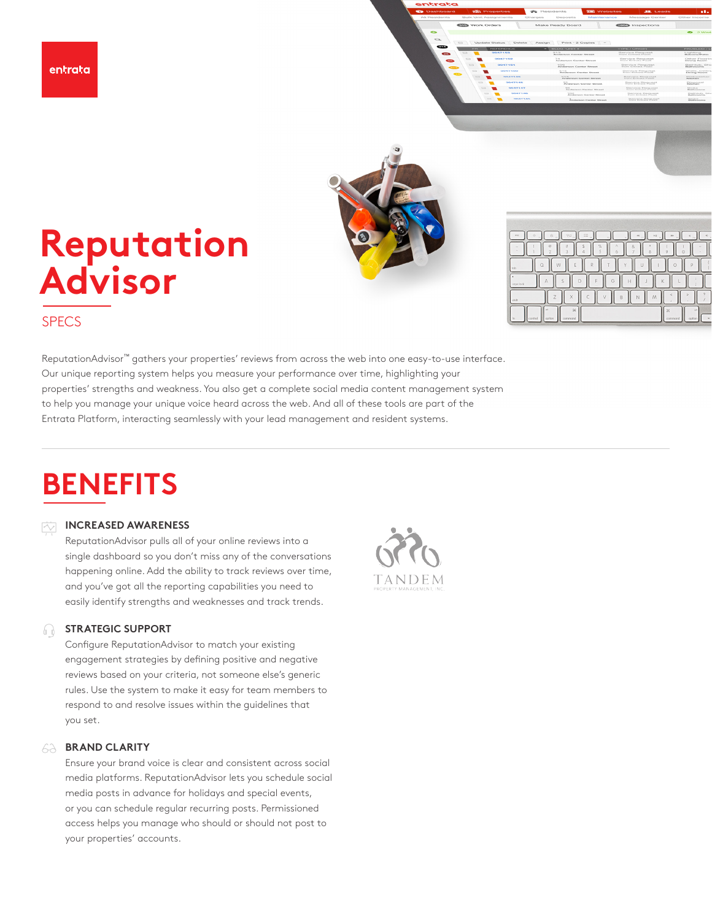# Reputation Advisor

SPECS

ReputationAdvisor™ gathers your properties' reviews from across the web into one easy-to-use interface. Our unique reporting system helps you measure your performance over time, highlighting your properties' strengths and weakness. You also get a complete social media content management system to help you manage your unique voice heard across the web. And all of these tools are part of the Entrata Platform, interacting seamlessly with your lead management and resident systems.

## BENEFITS

### INCREASED AWARENESS

ReputationAdvisor pulls all of your online reviews into a single dashboard so you don't miss any of the conversations happening online. Add the ability to track reviews over time, and you've got all the reporting capabilities you need to easily identify strengths and weaknesses and track trends.

### STRATEGIC SUPPORT

Configure ReputationAdvisor to match your existing engagement strategies by defining positive and negative reviews based on your criteria, not someone else's generic rules. Use the system to make it easy for team members to respond to and resolve issues within the guidelines that you set.

### BRAND CLARITY

Ensure your brand voice is clear and consistent across social media platforms. ReputationAdvisor lets you schedule social media posts in advance for holidays and special events, or you can schedule regular recurring posts. Permissioned access helps you manage who should or should not post to your properties' accounts.

TANDEM
PROPERTY MANAGEMENT, INC.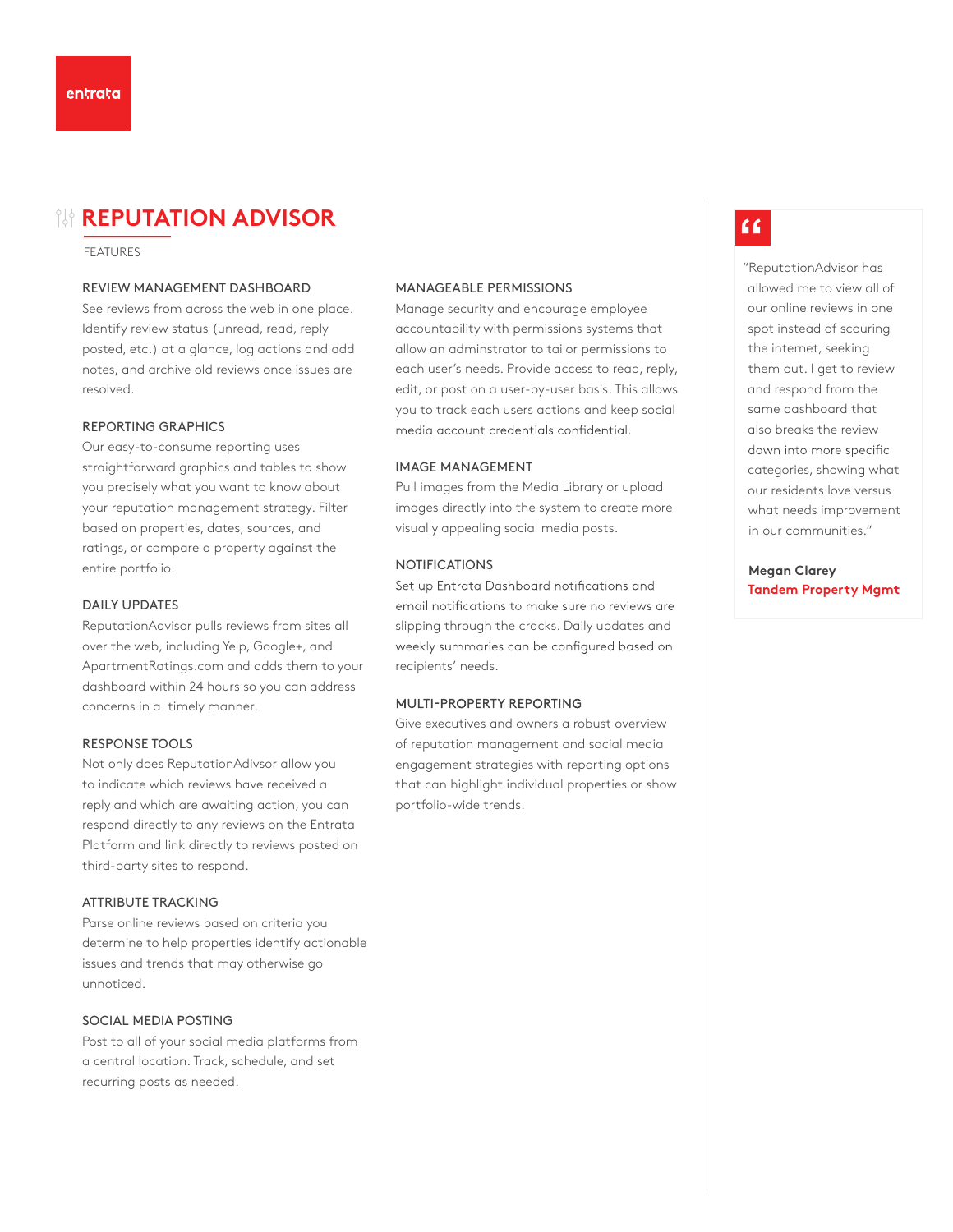entrata

# REPUTATION ADVISOR

FEATURES

### REVIEW MANAGEMENT DASHBOARD

See reviews from across the web in one place. Identify review status (unread, read, reply posted, etc.) at a glance, log actions and add notes, and archive old reviews once issues are resolved.

### REPORTING GRAPHICS

Our easy-to-consume reporting uses straightforward graphics and tables to show you precisely what you want to know about your reputation management strategy. Filter based on properties, dates, sources, and ratings, or compare a property against the entire portfolio.

### DAILY UPDATES

ReputationAdvisor pulls reviews from sites all over the web, including Yelp, Google+, and ApartmentRatings.com and adds them to your dashboard within 24 hours so you can address concerns in a  timely manner.

### RESPONSE TOOLS

Not only does ReputationAdivsor allow you to indicate which reviews have received a reply and which are awaiting action, you can respond directly to any reviews on the Entrata Platform and link directly to reviews posted on third-party sites to respond.

### ATTRIBUTE TRACKING

Parse online reviews based on criteria you determine to help properties identify actionable issues and trends that may otherwise go unnoticed.

### SOCIAL MEDIA POSTING

Post to all of your social media platforms from a central location. Track, schedule, and set recurring posts as needed.

### MANAGEABLE PERMISSIONS

Manage security and encourage employee accountability with permissions systems that allow an adminstrator to tailor permissions to each user's needs. Provide access to read, reply, edit, or post on a user-by-user basis. This allows you to track each users actions and keep social media account credentials confidential.

### IMAGE MANAGEMENT

Pull images from the Media Library or upload images directly into the system to create more visually appealing social media posts.

### NOTIFICATIONS

Set up Entrata Dashboard notifications and email notifications to make sure no reviews are slipping through the cracks. Daily updates and weekly summaries can be configured based on recipients' needs.

### MULTI-PROPERTY REPORTING

Give executives and owners a robust overview of reputation management and social media engagement strategies with reporting options that can highlight individual properties or show portfolio-wide trends.

"ReputationAdvisor has allowed me to view all of our online reviews in one spot instead of scouring the internet, seeking them out. I get to review and respond from the same dashboard that also breaks the review down into more specific categories, showing what our residents love versus what needs improvement in our communities."

**Megan Clarey**
**Tandem Property Mgmt**